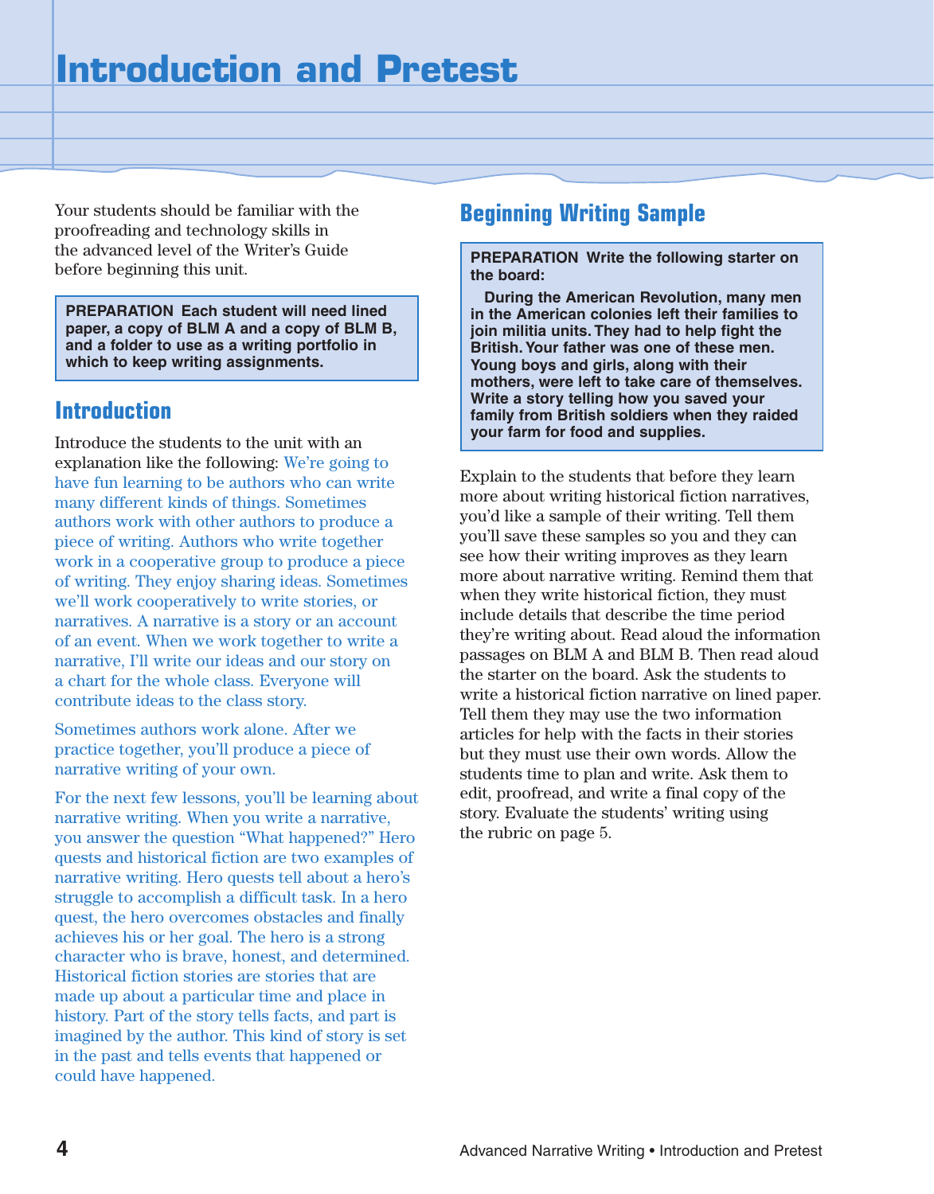# Introduction and Pretest

Your students should be familiar with the proofreading and technology skills in the advanced level of the Writer's Guide before beginning this unit.

**PREPARATION Each student will need lined paper, a copy of BLM A and a copy of BLM B, and a folder to use as a writing portfolio in which to keep writing assignments.**

## Introduction

Introduce the students to the unit with an explanation like the following: We're going to have fun learning to be authors who can write many different kinds of things. Sometimes authors work with other authors to produce a piece of writing. Authors who write together work in a cooperative group to produce a piece of writing. They enjoy sharing ideas. Sometimes we'll work cooperatively to write stories, or narratives. A narrative is a story or an account of an event. When we work together to write a narrative, I'll write our ideas and our story on a chart for the whole class. Everyone will contribute ideas to the class story.

Sometimes authors work alone. After we practice together, you'll produce a piece of narrative writing of your own.

For the next few lessons, you'll be learning about narrative writing. When you write a narrative, you answer the question "What happened?" Hero quests and historical fiction are two examples of narrative writing. Hero quests tell about a hero's struggle to accomplish a difficult task. In a hero quest, the hero overcomes obstacles and finally achieves his or her goal. The hero is a strong character who is brave, honest, and determined. Historical fiction stories are stories that are made up about a particular time and place in history. Part of the story tells facts, and part is imagined by the author. This kind of story is set in the past and tells events that happened or could have happened.

## Beginning Writing Sample

**PREPARATION Write the following starter on the board:**

**During the American Revolution, many men in the American colonies left their families to join militia units. They had to help fight the British. Your father was one of these men. Young boys and girls, along with their mothers, were left to take care of themselves. Write a story telling how you saved your family from British soldiers when they raided your farm for food and supplies.**

Explain to the students that before they learn more about writing historical fiction narratives, you'd like a sample of their writing. Tell them you'll save these samples so you and they can see how their writing improves as they learn more about narrative writing. Remind them that when they write historical fiction, they must include details that describe the time period they're writing about. Read aloud the information passages on BLM A and BLM B. Then read aloud the starter on the board. Ask the students to write a historical fiction narrative on lined paper. Tell them they may use the two information articles for help with the facts in their stories but they must use their own words. Allow the students time to plan and write. Ask them to edit, proofread, and write a final copy of the story. Evaluate the students' writing using the rubric on page 5.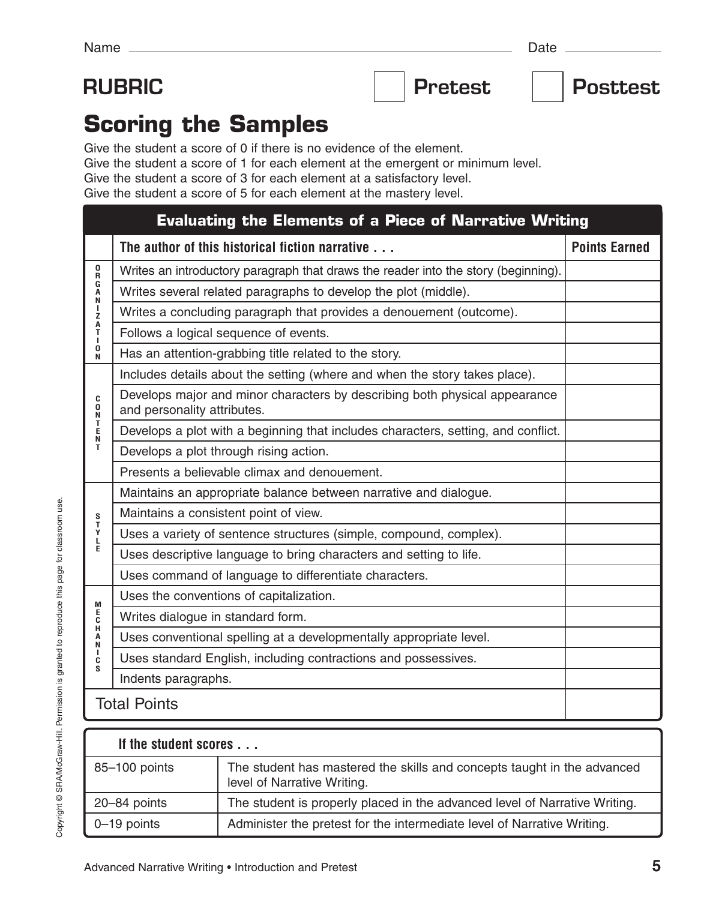Name ______________________________ Date ____________

## RUBRIC ☐ Pretest ☐ Posttest

# Scoring the Samples

Give the student a score of 0 if there is no evidence of the element.
Give the student a score of 1 for each element at the emergent or minimum level.
Give the student a score of 3 for each element at a satisfactory level.
Give the student a score of 5 for each element at the mastery level.

| Evaluating the Elements of a Piece of Narrative Writing | | |
|---|---|---|
| | **The author of this historical fiction narrative . . .** | **Points Earned** |
| ORGANIZATION | Writes an introductory paragraph that draws the reader into the story (beginning). | |
| | Writes several related paragraphs to develop the plot (middle). | |
| | Writes a concluding paragraph that provides a denouement (outcome). | |
| | Follows a logical sequence of events. | |
| | Has an attention-grabbing title related to the story. | |
| CONTENT | Includes details about the setting (where and when the story takes place). | |
| | Develops major and minor characters by describing both physical appearance and personality attributes. | |
| | Develops a plot with a beginning that includes characters, setting, and conflict. | |
| | Develops a plot through rising action. | |
| | Presents a believable climax and denouement. | |
| STYLE | Maintains an appropriate balance between narrative and dialogue. | |
| | Maintains a consistent point of view. | |
| | Uses a variety of sentence structures (simple, compound, complex). | |
| | Uses descriptive language to bring characters and setting to life. | |
| | Uses command of language to differentiate characters. | |
| MECHANICS | Uses the conventions of capitalization. | |
| | Writes dialogue in standard form. | |
| | Uses conventional spelling at a developmentally appropriate level. | |
| | Uses standard English, including contractions and possessives. | |
| | Indents paragraphs. | |
| Total Points | | |

| **If the student scores . . .** | |
|---|---|
| 85–100 points | The student has mastered the skills and concepts taught in the advanced level of Narrative Writing. |
| 20–84 points | The student is properly placed in the advanced level of Narrative Writing. |
| 0–19 points | Administer the pretest for the intermediate level of Narrative Writing. |

Copyright © SRA/McGraw-Hill. Permission is granted to reproduce this page for classroom use.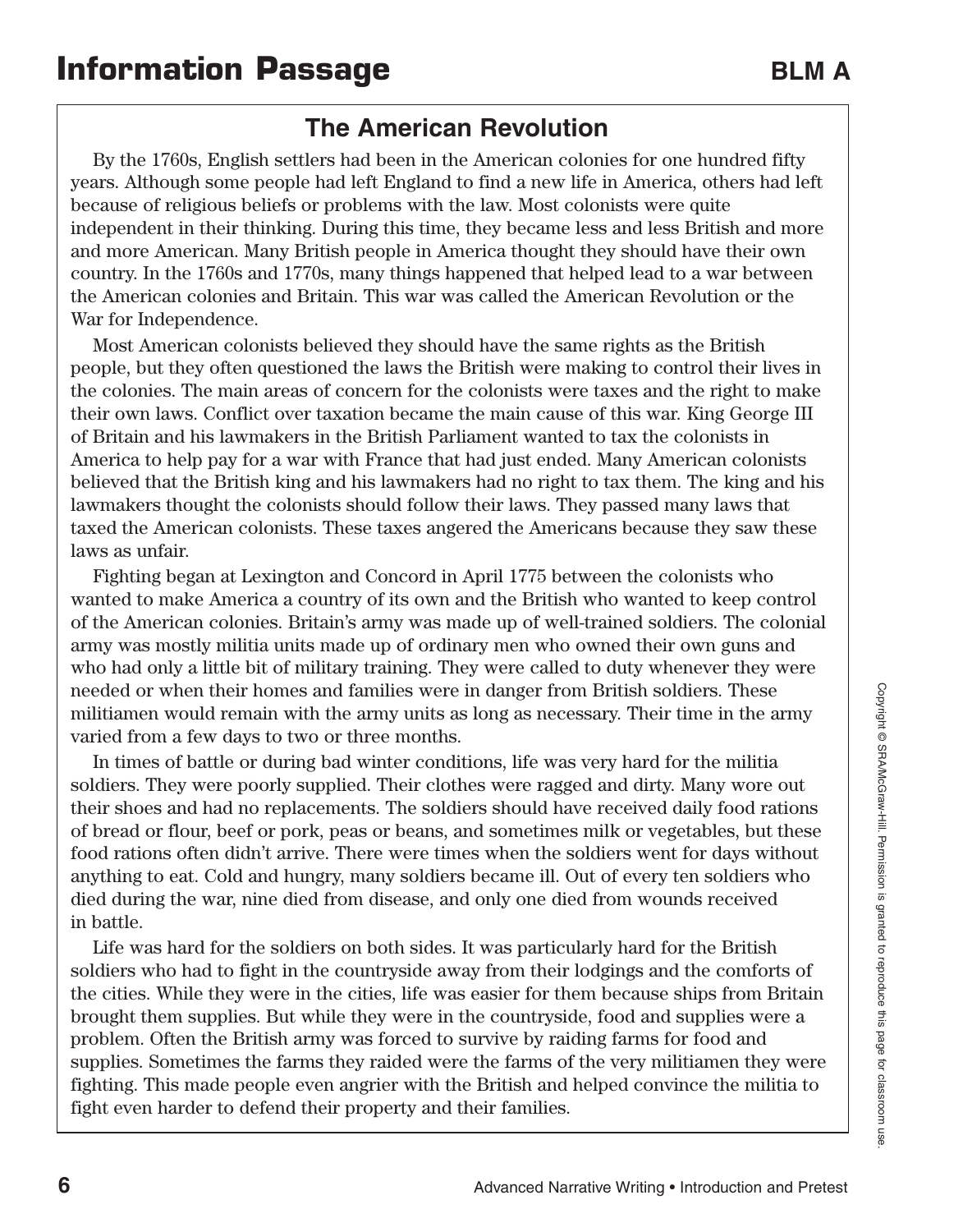# Information Passage

**BLM A**

## The American Revolution

By the 1760s, English settlers had been in the American colonies for one hundred fifty years. Although some people had left England to find a new life in America, others had left because of religious beliefs or problems with the law. Most colonists were quite independent in their thinking. During this time, they became less and less British and more and more American. Many British people in America thought they should have their own country. In the 1760s and 1770s, many things happened that helped lead to a war between the American colonies and Britain. This war was called the American Revolution or the War for Independence.

Most American colonists believed they should have the same rights as the British people, but they often questioned the laws the British were making to control their lives in the colonies. The main areas of concern for the colonists were taxes and the right to make their own laws. Conflict over taxation became the main cause of this war. King George III of Britain and his lawmakers in the British Parliament wanted to tax the colonists in America to help pay for a war with France that had just ended. Many American colonists believed that the British king and his lawmakers had no right to tax them. The king and his lawmakers thought the colonists should follow their laws. They passed many laws that taxed the American colonists. These taxes angered the Americans because they saw these laws as unfair.

Fighting began at Lexington and Concord in April 1775 between the colonists who wanted to make America a country of its own and the British who wanted to keep control of the American colonies. Britain's army was made up of well-trained soldiers. The colonial army was mostly militia units made up of ordinary men who owned their own guns and who had only a little bit of military training. They were called to duty whenever they were needed or when their homes and families were in danger from British soldiers. These militiamen would remain with the army units as long as necessary. Their time in the army varied from a few days to two or three months.

In times of battle or during bad winter conditions, life was very hard for the militia soldiers. They were poorly supplied. Their clothes were ragged and dirty. Many wore out their shoes and had no replacements. The soldiers should have received daily food rations of bread or flour, beef or pork, peas or beans, and sometimes milk or vegetables, but these food rations often didn't arrive. There were times when the soldiers went for days without anything to eat. Cold and hungry, many soldiers became ill. Out of every ten soldiers who died during the war, nine died from disease, and only one died from wounds received in battle.

Life was hard for the soldiers on both sides. It was particularly hard for the British soldiers who had to fight in the countryside away from their lodgings and the comforts of the cities. While they were in the cities, life was easier for them because ships from Britain brought them supplies. But while they were in the countryside, food and supplies were a problem. Often the British army was forced to survive by raiding farms for food and supplies. Sometimes the farms they raided were the farms of the very militiamen they were fighting. This made people even angrier with the British and helped convince the militia to fight even harder to defend their property and their families.

Copyright © SRA/McGraw-Hill. Permission is granted to reproduce this page for classroom use.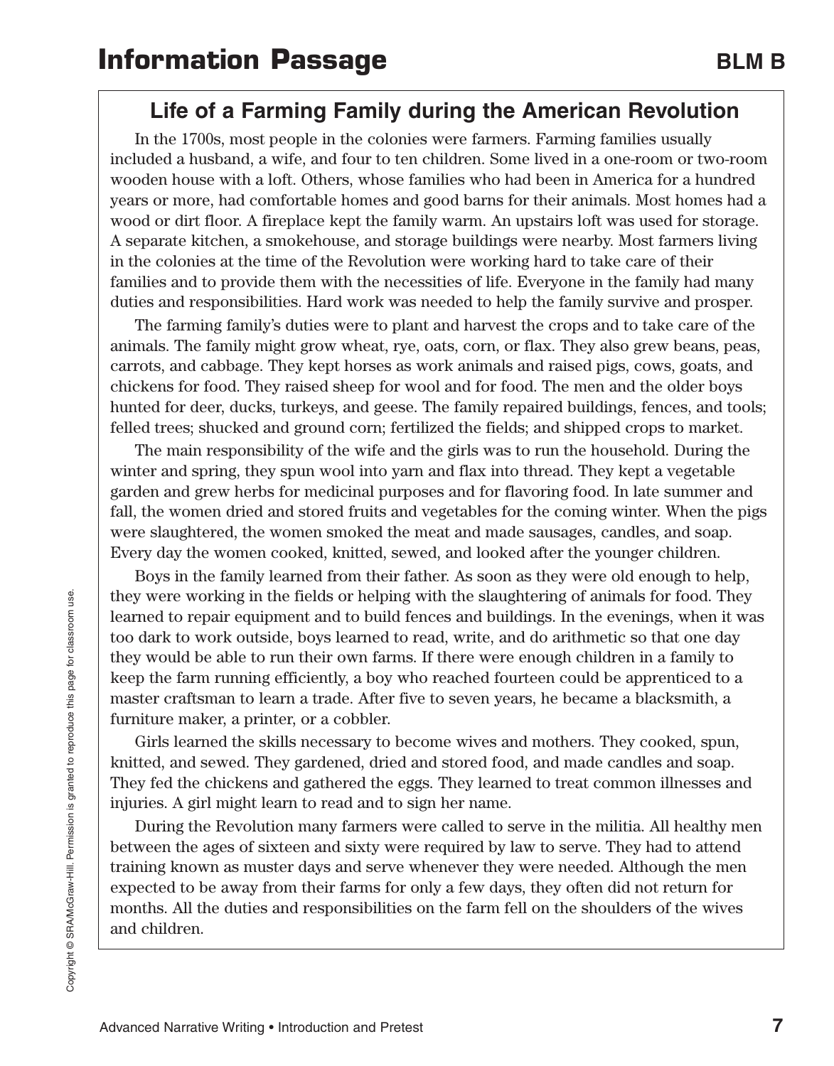# Information Passage

BLM B

## Life of a Farming Family during the American Revolution

In the 1700s, most people in the colonies were farmers. Farming families usually included a husband, a wife, and four to ten children. Some lived in a one-room or two-room wooden house with a loft. Others, whose families who had been in America for a hundred years or more, had comfortable homes and good barns for their animals. Most homes had a wood or dirt floor. A fireplace kept the family warm. An upstairs loft was used for storage. A separate kitchen, a smokehouse, and storage buildings were nearby. Most farmers living in the colonies at the time of the Revolution were working hard to take care of their families and to provide them with the necessities of life. Everyone in the family had many duties and responsibilities. Hard work was needed to help the family survive and prosper.

The farming family's duties were to plant and harvest the crops and to take care of the animals. The family might grow wheat, rye, oats, corn, or flax. They also grew beans, peas, carrots, and cabbage. They kept horses as work animals and raised pigs, cows, goats, and chickens for food. They raised sheep for wool and for food. The men and the older boys hunted for deer, ducks, turkeys, and geese. The family repaired buildings, fences, and tools; felled trees; shucked and ground corn; fertilized the fields; and shipped crops to market.

The main responsibility of the wife and the girls was to run the household. During the winter and spring, they spun wool into yarn and flax into thread. They kept a vegetable garden and grew herbs for medicinal purposes and for flavoring food. In late summer and fall, the women dried and stored fruits and vegetables for the coming winter. When the pigs were slaughtered, the women smoked the meat and made sausages, candles, and soap. Every day the women cooked, knitted, sewed, and looked after the younger children.

Boys in the family learned from their father. As soon as they were old enough to help, they were working in the fields or helping with the slaughtering of animals for food. They learned to repair equipment and to build fences and buildings. In the evenings, when it was too dark to work outside, boys learned to read, write, and do arithmetic so that one day they would be able to run their own farms. If there were enough children in a family to keep the farm running efficiently, a boy who reached fourteen could be apprenticed to a master craftsman to learn a trade. After five to seven years, he became a blacksmith, a furniture maker, a printer, or a cobbler.

Girls learned the skills necessary to become wives and mothers. They cooked, spun, knitted, and sewed. They gardened, dried and stored food, and made candles and soap. They fed the chickens and gathered the eggs. They learned to treat common illnesses and injuries. A girl might learn to read and to sign her name.

During the Revolution many farmers were called to serve in the militia. All healthy men between the ages of sixteen and sixty were required by law to serve. They had to attend training known as muster days and serve whenever they were needed. Although the men expected to be away from their farms for only a few days, they often did not return for months. All the duties and responsibilities on the farm fell on the shoulders of the wives and children.